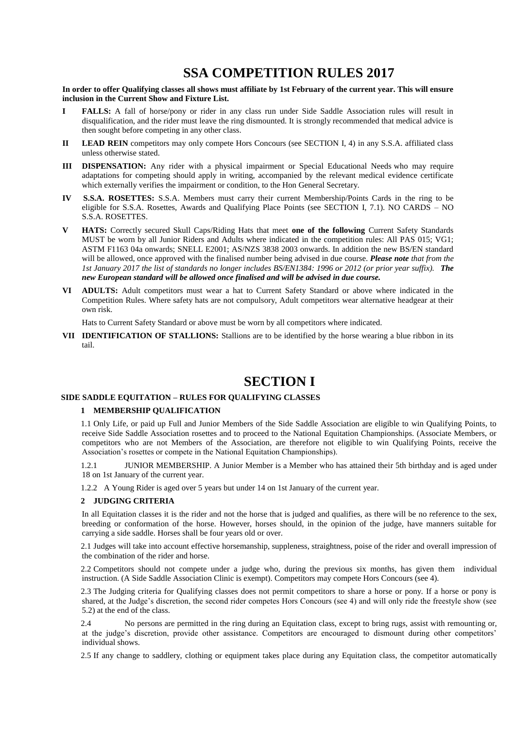# SSA COMPETITION RULES 2017

**In order to offer Qualifying classes all shows must affiliate by 1st February of the current year. This will ensure inclusion in the Current Show and Fixture List.**

**I** **FALLS:** A fall of horse/pony or rider in any class run under Side Saddle Association rules will result in disqualification, and the rider must leave the ring dismounted. It is strongly recommended that medical advice is then sought before competing in any other class.

**II** **LEAD REIN** competitors may only compete Hors Concours (see SECTION I, 4) in any S.S.A. affiliated class unless otherwise stated.

**III** **DISPENSATION:** Any rider with a physical impairment or Special Educational Needs who may require adaptations for competing should apply in writing, accompanied by the relevant medical evidence certificate which externally verifies the impairment or condition, to the Hon General Secretary.

**IV** **S.S.A. ROSETTES:** S.S.A. Members must carry their current Membership/Points Cards in the ring to be eligible for S.S.A. Rosettes, Awards and Qualifying Place Points (see SECTION I, 7.1). NO CARDS – NO S.S.A. ROSETTES.

**V** **HATS:** Correctly secured Skull Caps/Riding Hats that meet **one of the following** Current Safety Standards MUST be worn by all Junior Riders and Adults where indicated in the competition rules: All PAS 015; VG1; ASTM F1163 04a onwards; SNELL E2001; AS/NZS 3838 2003 onwards. In addition the new BS/EN standard will be allowed, once approved with the finalised number being advised in due course. ***Please note*** *that from the 1st January 2017 the list of standards no longer includes BS/EN1384: 1996 or 2012 (or prior year suffix).* ***The new European standard will be allowed once finalised and will be advised in due course.***

**VI** **ADULTS:** Adult competitors must wear a hat to Current Safety Standard or above where indicated in the Competition Rules. Where safety hats are not compulsory, Adult competitors wear alternative headgear at their own risk.

Hats to Current Safety Standard or above must be worn by all competitors where indicated.

**VII** **IDENTIFICATION OF STALLIONS:** Stallions are to be identified by the horse wearing a blue ribbon in its tail.

# SECTION I

## SIDE SADDLE EQUITATION – RULES FOR QUALIFYING CLASSES

### 1 MEMBERSHIP QUALIFICATION

1.1 Only Life, or paid up Full and Junior Members of the Side Saddle Association are eligible to win Qualifying Points, to receive Side Saddle Association rosettes and to proceed to the National Equitation Championships. (Associate Members, or competitors who are not Members of the Association, are therefore not eligible to win Qualifying Points, receive the Association's rosettes or compete in the National Equitation Championships).

1.2.1 JUNIOR MEMBERSHIP. A Junior Member is a Member who has attained their 5th birthday and is aged under 18 on 1st January of the current year.

1.2.2 A Young Rider is aged over 5 years but under 14 on 1st January of the current year.

### 2 JUDGING CRITERIA

In all Equitation classes it is the rider and not the horse that is judged and qualifies, as there will be no reference to the sex, breeding or conformation of the horse. However, horses should, in the opinion of the judge, have manners suitable for carrying a side saddle. Horses shall be four years old or over.

2.1 Judges will take into account effective horsemanship, suppleness, straightness, poise of the rider and overall impression of the combination of the rider and horse.

2.2 Competitors should not compete under a judge who, during the previous six months, has given them individual instruction. (A Side Saddle Association Clinic is exempt). Competitors may compete Hors Concours (see 4).

2.3 The Judging criteria for Qualifying classes does not permit competitors to share a horse or pony. If a horse or pony is shared, at the Judge's discretion, the second rider competes Hors Concours (see 4) and will only ride the freestyle show (see 5.2) at the end of the class.

2.4 No persons are permitted in the ring during an Equitation class, except to bring rugs, assist with remounting or, at the judge's discretion, provide other assistance. Competitors are encouraged to dismount during other competitors' individual shows.

2.5 If any change to saddlery, clothing or equipment takes place during any Equitation class, the competitor automatically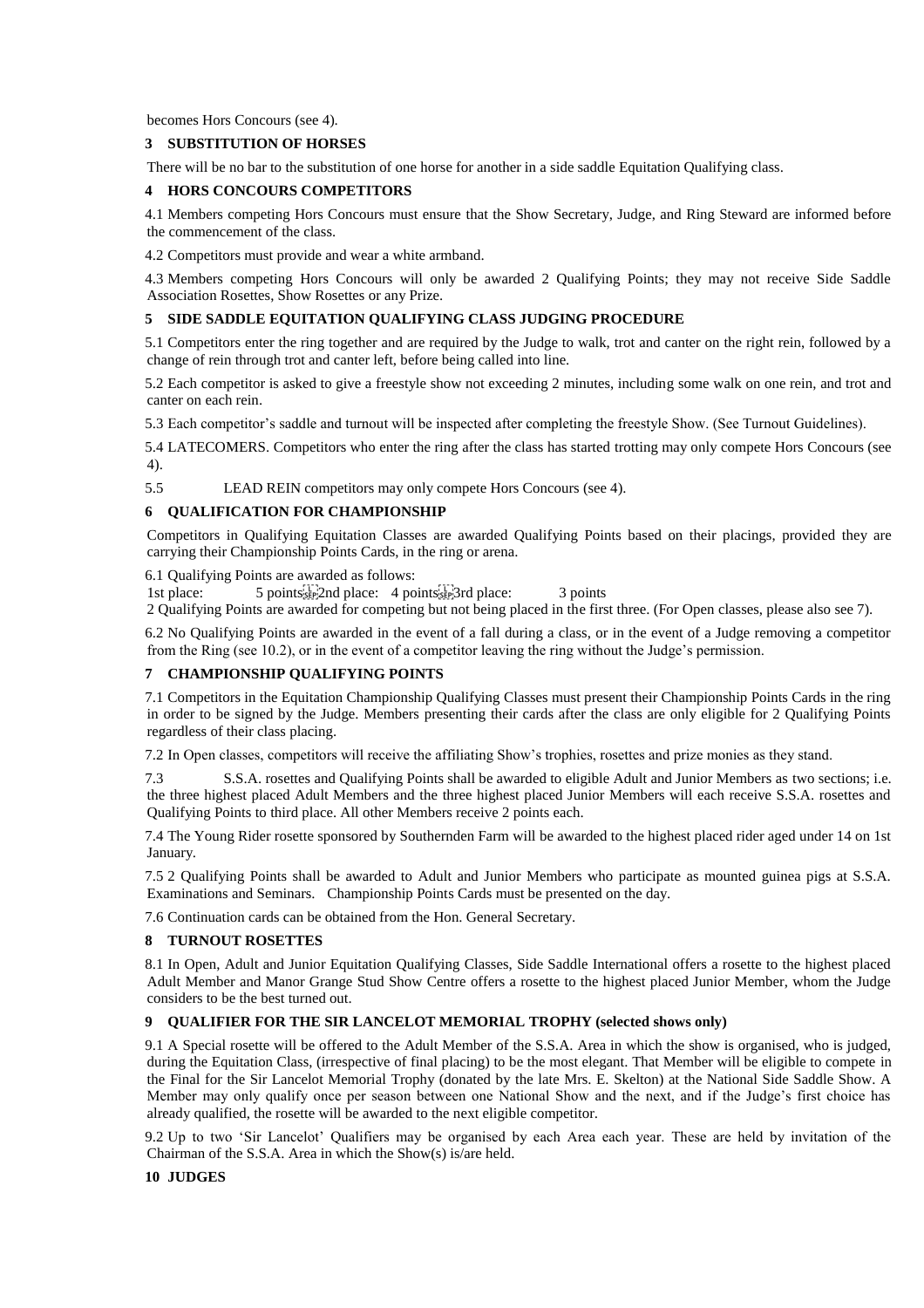becomes Hors Concours (see 4).

## 3 SUBSTITUTION OF HORSES

There will be no bar to the substitution of one horse for another in a side saddle Equitation Qualifying class.

## 4 HORS CONCOURS COMPETITORS

4.1 Members competing Hors Concours must ensure that the Show Secretary, Judge, and Ring Steward are informed before the commencement of the class.

4.2 Competitors must provide and wear a white armband.

4.3 Members competing Hors Concours will only be awarded 2 Qualifying Points; they may not receive Side Saddle Association Rosettes, Show Rosettes or any Prize.

## 5 SIDE SADDLE EQUITATION QUALIFYING CLASS JUDGING PROCEDURE

5.1 Competitors enter the ring together and are required by the Judge to walk, trot and canter on the right rein, followed by a change of rein through trot and canter left, before being called into line.

5.2 Each competitor is asked to give a freestyle show not exceeding 2 minutes, including some walk on one rein, and trot and canter on each rein.

5.3 Each competitor's saddle and turnout will be inspected after completing the freestyle Show. (See Turnout Guidelines).

5.4 LATECOMERS. Competitors who enter the ring after the class has started trotting may only compete Hors Concours (see 4).

5.5 LEAD REIN competitors may only compete Hors Concours (see 4).

## 6 QUALIFICATION FOR CHAMPIONSHIP

Competitors in Qualifying Equitation Classes are awarded Qualifying Points based on their placings, provided they are carrying their Championship Points Cards, in the ring or arena.

6.1 Qualifying Points are awarded as follows:

1st place: 5 points
2nd place: 4 points
3rd place: 3 points

2 Qualifying Points are awarded for competing but not being placed in the first three. (For Open classes, please also see 7).

6.2 No Qualifying Points are awarded in the event of a fall during a class, or in the event of a Judge removing a competitor from the Ring (see 10.2), or in the event of a competitor leaving the ring without the Judge's permission.

## 7 CHAMPIONSHIP QUALIFYING POINTS

7.1 Competitors in the Equitation Championship Qualifying Classes must present their Championship Points Cards in the ring in order to be signed by the Judge. Members presenting their cards after the class are only eligible for 2 Qualifying Points regardless of their class placing.

7.2 In Open classes, competitors will receive the affiliating Show's trophies, rosettes and prize monies as they stand.

7.3 S.S.A. rosettes and Qualifying Points shall be awarded to eligible Adult and Junior Members as two sections; i.e. the three highest placed Adult Members and the three highest placed Junior Members will each receive S.S.A. rosettes and Qualifying Points to third place. All other Members receive 2 points each.

7.4 The Young Rider rosette sponsored by Southernden Farm will be awarded to the highest placed rider aged under 14 on 1st January.

7.5 2 Qualifying Points shall be awarded to Adult and Junior Members who participate as mounted guinea pigs at S.S.A. Examinations and Seminars. Championship Points Cards must be presented on the day.

7.6 Continuation cards can be obtained from the Hon. General Secretary.

## 8 TURNOUT ROSETTES

8.1 In Open, Adult and Junior Equitation Qualifying Classes, Side Saddle International offers a rosette to the highest placed Adult Member and Manor Grange Stud Show Centre offers a rosette to the highest placed Junior Member, whom the Judge considers to be the best turned out.

## 9 QUALIFIER FOR THE SIR LANCELOT MEMORIAL TROPHY (selected shows only)

9.1 A Special rosette will be offered to the Adult Member of the S.S.A. Area in which the show is organised, who is judged, during the Equitation Class, (irrespective of final placing) to be the most elegant. That Member will be eligible to compete in the Final for the Sir Lancelot Memorial Trophy (donated by the late Mrs. E. Skelton) at the National Side Saddle Show. A Member may only qualify once per season between one National Show and the next, and if the Judge's first choice has already qualified, the rosette will be awarded to the next eligible competitor.

9.2 Up to two 'Sir Lancelot' Qualifiers may be organised by each Area each year. These are held by invitation of the Chairman of the S.S.A. Area in which the Show(s) is/are held.

## 10 JUDGES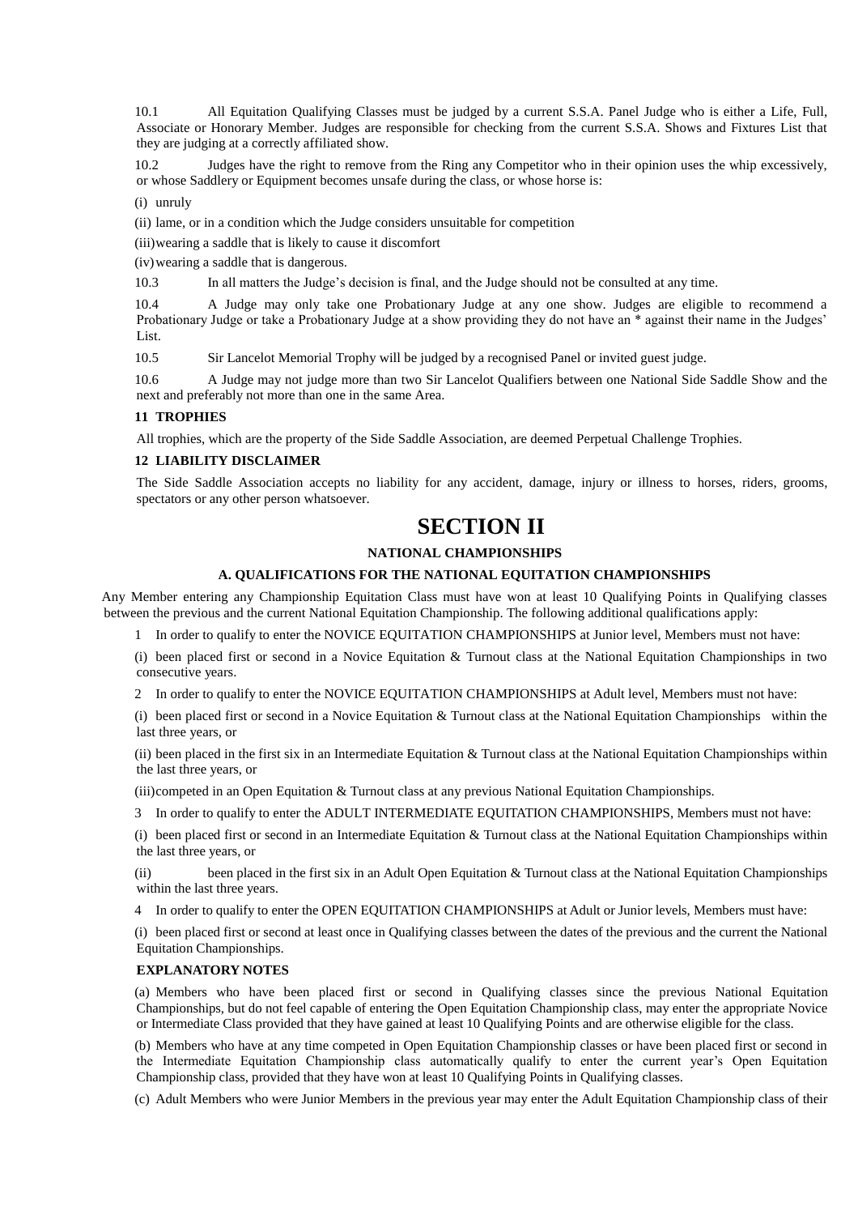10.1 All Equitation Qualifying Classes must be judged by a current S.S.A. Panel Judge who is either a Life, Full, Associate or Honorary Member. Judges are responsible for checking from the current S.S.A. Shows and Fixtures List that they are judging at a correctly affiliated show.

10.2 Judges have the right to remove from the Ring any Competitor who in their opinion uses the whip excessively, or whose Saddlery or Equipment becomes unsafe during the class, or whose horse is:

(i) unruly

(ii) lame, or in a condition which the Judge considers unsuitable for competition

(iii) wearing a saddle that is likely to cause it discomfort

(iv) wearing a saddle that is dangerous.

10.3 In all matters the Judge's decision is final, and the Judge should not be consulted at any time.

10.4 A Judge may only take one Probationary Judge at any one show. Judges are eligible to recommend a Probationary Judge or take a Probationary Judge at a show providing they do not have an * against their name in the Judges' List.

10.5 Sir Lancelot Memorial Trophy will be judged by a recognised Panel or invited guest judge.

10.6 A Judge may not judge more than two Sir Lancelot Qualifiers between one National Side Saddle Show and the next and preferably not more than one in the same Area.

**11 TROPHIES**

All trophies, which are the property of the Side Saddle Association, are deemed Perpetual Challenge Trophies.

**12 LIABILITY DISCLAIMER**

The Side Saddle Association accepts no liability for any accident, damage, injury or illness to horses, riders, grooms, spectators or any other person whatsoever.

# SECTION II

## NATIONAL CHAMPIONSHIPS

### A. QUALIFICATIONS FOR THE NATIONAL EQUITATION CHAMPIONSHIPS

Any Member entering any Championship Equitation Class must have won at least 10 Qualifying Points in Qualifying classes between the previous and the current National Equitation Championship. The following additional qualifications apply:

1 In order to qualify to enter the NOVICE EQUITATION CHAMPIONSHIPS at Junior level, Members must not have:

(i) been placed first or second in a Novice Equitation & Turnout class at the National Equitation Championships in two consecutive years.

2 In order to qualify to enter the NOVICE EQUITATION CHAMPIONSHIPS at Adult level, Members must not have:

(i) been placed first or second in a Novice Equitation & Turnout class at the National Equitation Championships within the last three years, or

(ii) been placed in the first six in an Intermediate Equitation & Turnout class at the National Equitation Championships within the last three years, or

(iii) competed in an Open Equitation & Turnout class at any previous National Equitation Championships.

3 In order to qualify to enter the ADULT INTERMEDIATE EQUITATION CHAMPIONSHIPS, Members must not have:

(i) been placed first or second in an Intermediate Equitation & Turnout class at the National Equitation Championships within the last three years, or

(ii) been placed in the first six in an Adult Open Equitation & Turnout class at the National Equitation Championships within the last three years.

4 In order to qualify to enter the OPEN EQUITATION CHAMPIONSHIPS at Adult or Junior levels, Members must have:

(i) been placed first or second at least once in Qualifying classes between the dates of the previous and the current the National Equitation Championships.

**EXPLANATORY NOTES**

(a) Members who have been placed first or second in Qualifying classes since the previous National Equitation Championships, but do not feel capable of entering the Open Equitation Championship class, may enter the appropriate Novice or Intermediate Class provided that they have gained at least 10 Qualifying Points and are otherwise eligible for the class.

(b) Members who have at any time competed in Open Equitation Championship classes or have been placed first or second in the Intermediate Equitation Championship class automatically qualify to enter the current year's Open Equitation Championship class, provided that they have won at least 10 Qualifying Points in Qualifying classes.

(c) Adult Members who were Junior Members in the previous year may enter the Adult Equitation Championship class of their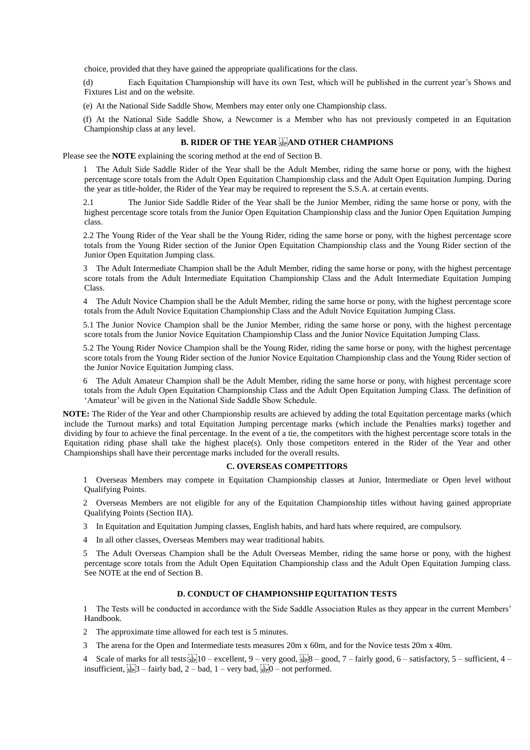choice, provided that they have gained the appropriate qualifications for the class.

(d) Each Equitation Championship will have its own Test, which will be published in the current year's Shows and Fixtures List and on the website.

(e) At the National Side Saddle Show, Members may enter only one Championship class.

(f) At the National Side Saddle Show, a Newcomer is a Member who has not previously competed in an Equitation Championship class at any level.

### B. RIDER OF THE YEAR AND OTHER CHAMPIONS

Please see the **NOTE** explaining the scoring method at the end of Section B.

1 The Adult Side Saddle Rider of the Year shall be the Adult Member, riding the same horse or pony, with the highest percentage score totals from the Adult Open Equitation Championship class and the Adult Open Equitation Jumping. During the year as title-holder, the Rider of the Year may be required to represent the S.S.A. at certain events.

2.1 The Junior Side Saddle Rider of the Year shall be the Junior Member, riding the same horse or pony, with the highest percentage score totals from the Junior Open Equitation Championship class and the Junior Open Equitation Jumping class.

2.2 The Young Rider of the Year shall be the Young Rider, riding the same horse or pony, with the highest percentage score totals from the Young Rider section of the Junior Open Equitation Championship class and the Young Rider section of the Junior Open Equitation Jumping class.

3 The Adult Intermediate Champion shall be the Adult Member, riding the same horse or pony, with the highest percentage score totals from the Adult Intermediate Equitation Championship Class and the Adult Intermediate Equitation Jumping Class.

4 The Adult Novice Champion shall be the Adult Member, riding the same horse or pony, with the highest percentage score totals from the Adult Novice Equitation Championship Class and the Adult Novice Equitation Jumping Class.

5.1 The Junior Novice Champion shall be the Junior Member, riding the same horse or pony, with the highest percentage score totals from the Junior Novice Equitation Championship Class and the Junior Novice Equitation Jumping Class.

5.2 The Young Rider Novice Champion shall be the Young Rider, riding the same horse or pony, with the highest percentage score totals from the Young Rider section of the Junior Novice Equitation Championship class and the Young Rider section of the Junior Novice Equitation Jumping class.

6 The Adult Amateur Champion shall be the Adult Member, riding the same horse or pony, with highest percentage score totals from the Adult Open Equitation Championship Class and the Adult Open Equitation Jumping Class. The definition of 'Amateur' will be given in the National Side Saddle Show Schedule.

**NOTE:** The Rider of the Year and other Championship results are achieved by adding the total Equitation percentage marks (which include the Turnout marks) and total Equitation Jumping percentage marks (which include the Penalties marks) together and dividing by four to achieve the final percentage. In the event of a tie, the competitors with the highest percentage score totals in the Equitation riding phase shall take the highest place(s). Only those competitors entered in the Rider of the Year and other Championships shall have their percentage marks included for the overall results.

### C. OVERSEAS COMPETITORS

1 Overseas Members may compete in Equitation Championship classes at Junior, Intermediate or Open level without Qualifying Points.

2 Overseas Members are not eligible for any of the Equitation Championship titles without having gained appropriate Qualifying Points (Section IIA).

3 In Equitation and Equitation Jumping classes, English habits, and hard hats where required, are compulsory.

4 In all other classes, Overseas Members may wear traditional habits.

5 The Adult Overseas Champion shall be the Adult Overseas Member, riding the same horse or pony, with the highest percentage score totals from the Adult Open Equitation Championship class and the Adult Open Equitation Jumping class. See NOTE at the end of Section B.

### D. CONDUCT OF CHAMPIONSHIP EQUITATION TESTS

1 The Tests will be conducted in accordance with the Side Saddle Association Rules as they appear in the current Members' Handbook.

2 The approximate time allowed for each test is 5 minutes.

3 The arena for the Open and Intermediate tests measures 20m x 60m, and for the Novice tests 20m x 40m.

4 Scale of marks for all tests: 10 – excellent, 9 – very good, 8 – good, 7 – fairly good, 6 – satisfactory, 5 – sufficient, 4 – insufficient, 3 – fairly bad, 2 – bad, 1 – very bad, 0 – not performed.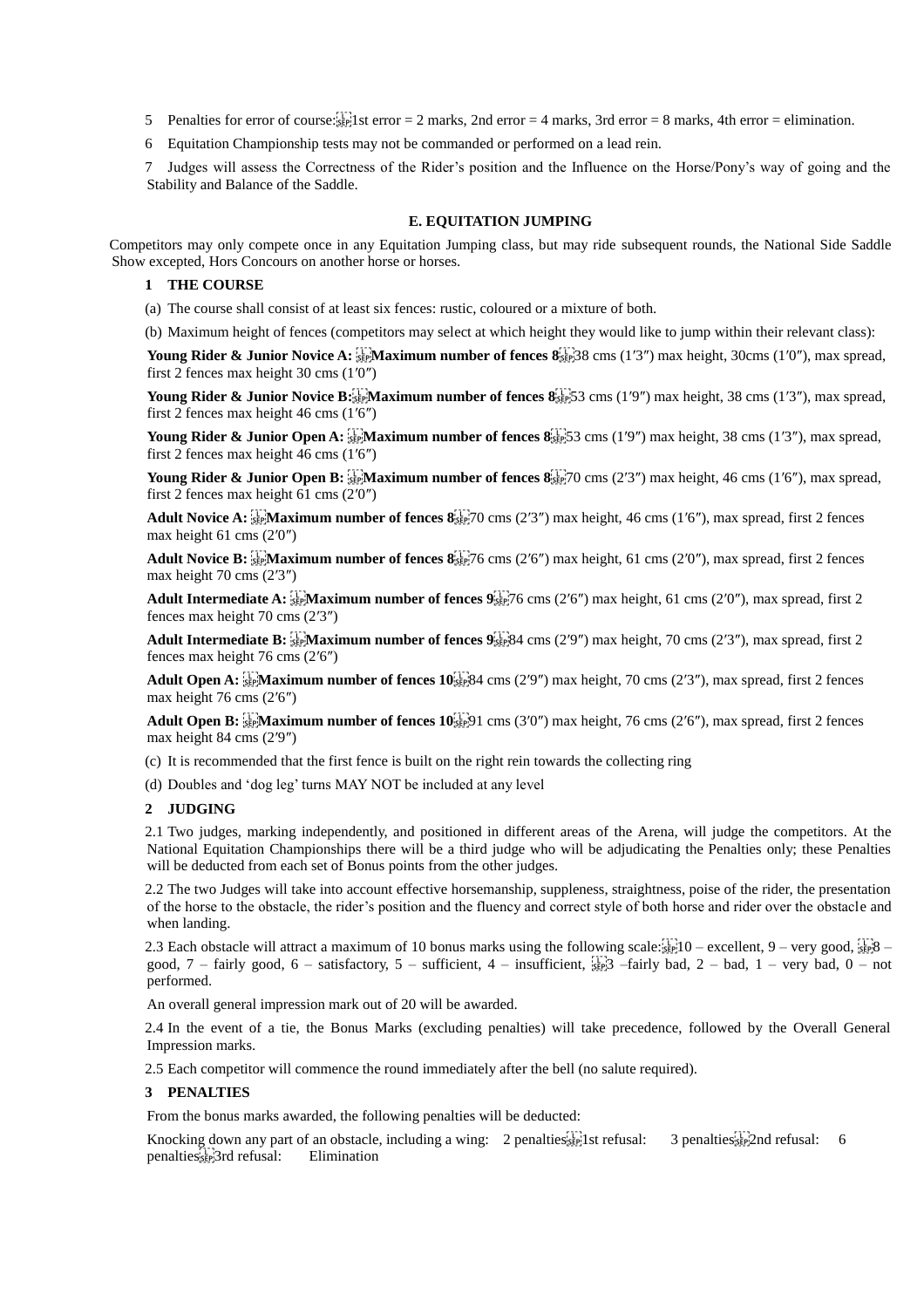5 Penalties for error of course: 1st error = 2 marks, 2nd error = 4 marks, 3rd error = 8 marks, 4th error = elimination.

6 Equitation Championship tests may not be commanded or performed on a lead rein.

7 Judges will assess the Correctness of the Rider's position and the Influence on the Horse/Pony's way of going and the Stability and Balance of the Saddle.

## E. EQUITATION JUMPING

Competitors may only compete once in any Equitation Jumping class, but may ride subsequent rounds, the National Side Saddle Show excepted, Hors Concours on another horse or horses.

### 1 THE COURSE

(a) The course shall consist of at least six fences: rustic, coloured or a mixture of both.

(b) Maximum height of fences (competitors may select at which height they would like to jump within their relevant class):

**Young Rider & Junior Novice A: Maximum number of fences 8** 38 cms (1′3″) max height, 30cms (1′0″), max spread, first 2 fences max height 30 cms (1′0″)

**Young Rider & Junior Novice B: Maximum number of fences 8** 53 cms (1′9″) max height, 38 cms (1′3″), max spread, first 2 fences max height 46 cms (1′6″)

**Young Rider & Junior Open A: Maximum number of fences 8** 53 cms (1′9″) max height, 38 cms (1′3″), max spread, first 2 fences max height 46 cms (1′6″)

**Young Rider & Junior Open B: Maximum number of fences 8** 70 cms (2′3″) max height, 46 cms (1′6″), max spread, first 2 fences max height 61 cms (2′0″)

**Adult Novice A: Maximum number of fences 8** 70 cms (2′3″) max height, 46 cms (1′6″), max spread, first 2 fences max height 61 cms (2′0″)

**Adult Novice B: Maximum number of fences 8** 76 cms (2′6″) max height, 61 cms (2′0″), max spread, first 2 fences max height 70 cms (2′3″)

**Adult Intermediate A: Maximum number of fences 9** 76 cms (2′6″) max height, 61 cms (2′0″), max spread, first 2 fences max height 70 cms (2′3″)

**Adult Intermediate B: Maximum number of fences 9** 84 cms (2′9″) max height, 70 cms (2′3″), max spread, first 2 fences max height 76 cms (2′6″)

**Adult Open A: Maximum number of fences 10** 84 cms (2′9″) max height, 70 cms (2′3″), max spread, first 2 fences max height 76 cms (2′6″)

**Adult Open B: Maximum number of fences 10** 91 cms (3′0″) max height, 76 cms (2′6″), max spread, first 2 fences max height 84 cms (2′9″)

(c) It is recommended that the first fence is built on the right rein towards the collecting ring

(d) Doubles and 'dog leg' turns MAY NOT be included at any level

### 2 JUDGING

2.1 Two judges, marking independently, and positioned in different areas of the Arena, will judge the competitors. At the National Equitation Championships there will be a third judge who will be adjudicating the Penalties only; these Penalties will be deducted from each set of Bonus points from the other judges.

2.2 The two Judges will take into account effective horsemanship, suppleness, straightness, poise of the rider, the presentation of the horse to the obstacle, the rider's position and the fluency and correct style of both horse and rider over the obstacle and when landing.

2.3 Each obstacle will attract a maximum of 10 bonus marks using the following scale: 10 – excellent, 9 – very good, 8 – good, 7 – fairly good, 6 – satisfactory, 5 – sufficient, 4 – insufficient, 3 –fairly bad, 2 – bad, 1 – very bad, 0 – not performed.

An overall general impression mark out of 20 will be awarded.

2.4 In the event of a tie, the Bonus Marks (excluding penalties) will take precedence, followed by the Overall General Impression marks.

2.5 Each competitor will commence the round immediately after the bell (no salute required).

### 3 PENALTIES

From the bonus marks awarded, the following penalties will be deducted:

Knocking down any part of an obstacle, including a wing: 2 penalties
1st refusal: 3 penalties
2nd refusal: 6 penalties
3rd refusal: Elimination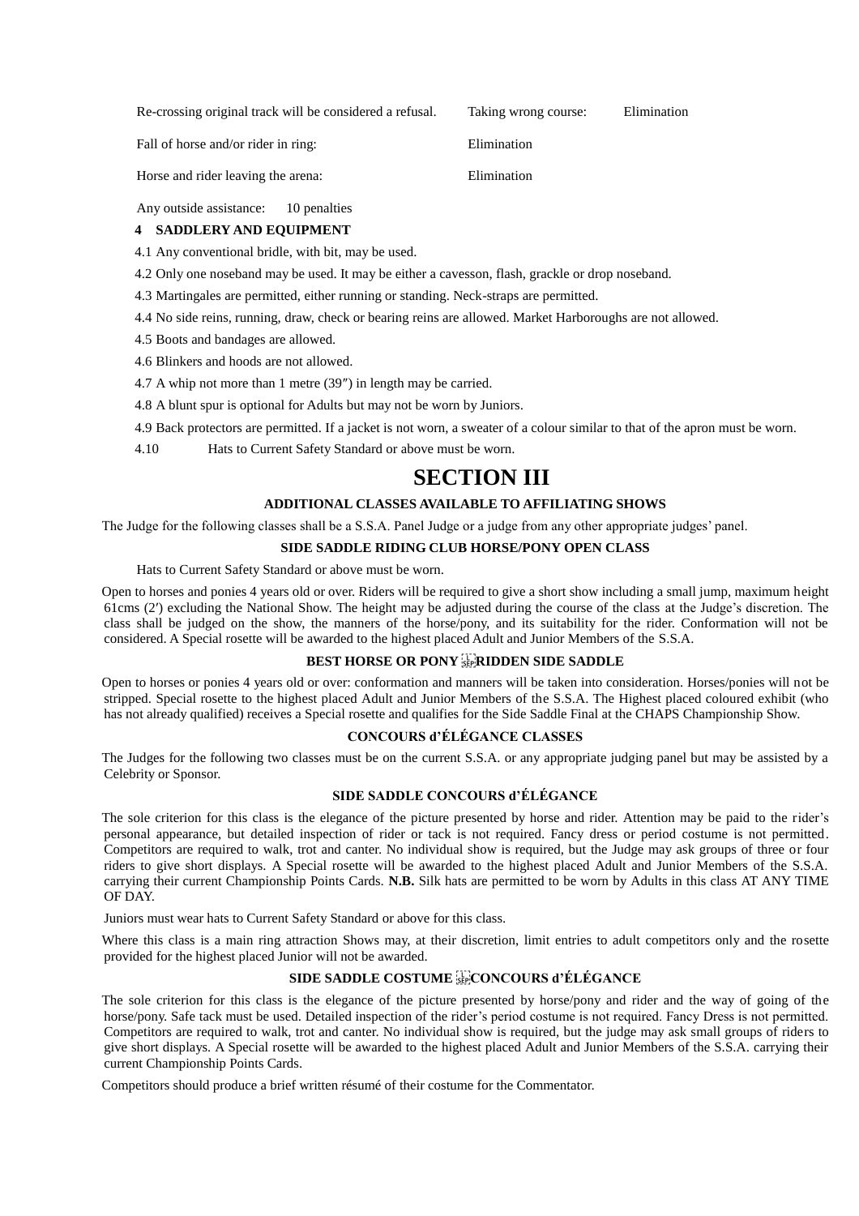| | | |
|---|---|---|
| Re-crossing original track will be considered a refusal. | Taking wrong course: | Elimination |
| Fall of horse and/or rider in ring: | Elimination | |
| Horse and rider leaving the arena: | Elimination | |

Any outside assistance: 10 penalties

**4 SADDLERY AND EQUIPMENT**

4.1 Any conventional bridle, with bit, may be used.

4.2 Only one noseband may be used. It may be either a cavesson, flash, grackle or drop noseband.

4.3 Martingales are permitted, either running or standing. Neck-straps are permitted.

4.4 No side reins, running, draw, check or bearing reins are allowed. Market Harboroughs are not allowed.

4.5 Boots and bandages are allowed.

4.6 Blinkers and hoods are not allowed.

4.7 A whip not more than 1 metre (39″) in length may be carried.

4.8 A blunt spur is optional for Adults but may not be worn by Juniors.

4.9 Back protectors are permitted. If a jacket is not worn, a sweater of a colour similar to that of the apron must be worn.

4.10 Hats to Current Safety Standard or above must be worn.

# SECTION III

### ADDITIONAL CLASSES AVAILABLE TO AFFILIATING SHOWS

The Judge for the following classes shall be a S.S.A. Panel Judge or a judge from any other appropriate judges' panel.

### SIDE SADDLE RIDING CLUB HORSE/PONY OPEN CLASS

Hats to Current Safety Standard or above must be worn.

Open to horses and ponies 4 years old or over. Riders will be required to give a short show including a small jump, maximum height 61cms (2′) excluding the National Show. The height may be adjusted during the course of the class at the Judge's discretion. The class shall be judged on the show, the manners of the horse/pony, and its suitability for the rider. Conformation will not be considered. A Special rosette will be awarded to the highest placed Adult and Junior Members of the S.S.A.

### BEST HORSE OR PONY RIDDEN SIDE SADDLE

Open to horses or ponies 4 years old or over: conformation and manners will be taken into consideration. Horses/ponies will not be stripped. Special rosette to the highest placed Adult and Junior Members of the S.S.A. The Highest placed coloured exhibit (who has not already qualified) receives a Special rosette and qualifies for the Side Saddle Final at the CHAPS Championship Show.

### CONCOURS d'ÉLÉGANCE CLASSES

The Judges for the following two classes must be on the current S.S.A. or any appropriate judging panel but may be assisted by a Celebrity or Sponsor.

### SIDE SADDLE CONCOURS d'ÉLÉGANCE

The sole criterion for this class is the elegance of the picture presented by horse and rider. Attention may be paid to the rider's personal appearance, but detailed inspection of rider or tack is not required. Fancy dress or period costume is not permitted. Competitors are required to walk, trot and canter. No individual show is required, but the Judge may ask groups of three or four riders to give short displays. A Special rosette will be awarded to the highest placed Adult and Junior Members of the S.S.A. carrying their current Championship Points Cards. **N.B.** Silk hats are permitted to be worn by Adults in this class AT ANY TIME OF DAY.

Juniors must wear hats to Current Safety Standard or above for this class.

Where this class is a main ring attraction Shows may, at their discretion, limit entries to adult competitors only and the rosette provided for the highest placed Junior will not be awarded.

### SIDE SADDLE COSTUME CONCOURS d'ÉLÉGANCE

The sole criterion for this class is the elegance of the picture presented by horse/pony and rider and the way of going of the horse/pony. Safe tack must be used. Detailed inspection of the rider's period costume is not required. Fancy Dress is not permitted. Competitors are required to walk, trot and canter. No individual show is required, but the judge may ask small groups of riders to give short displays. A Special rosette will be awarded to the highest placed Adult and Junior Members of the S.S.A. carrying their current Championship Points Cards.

Competitors should produce a brief written résumé of their costume for the Commentator.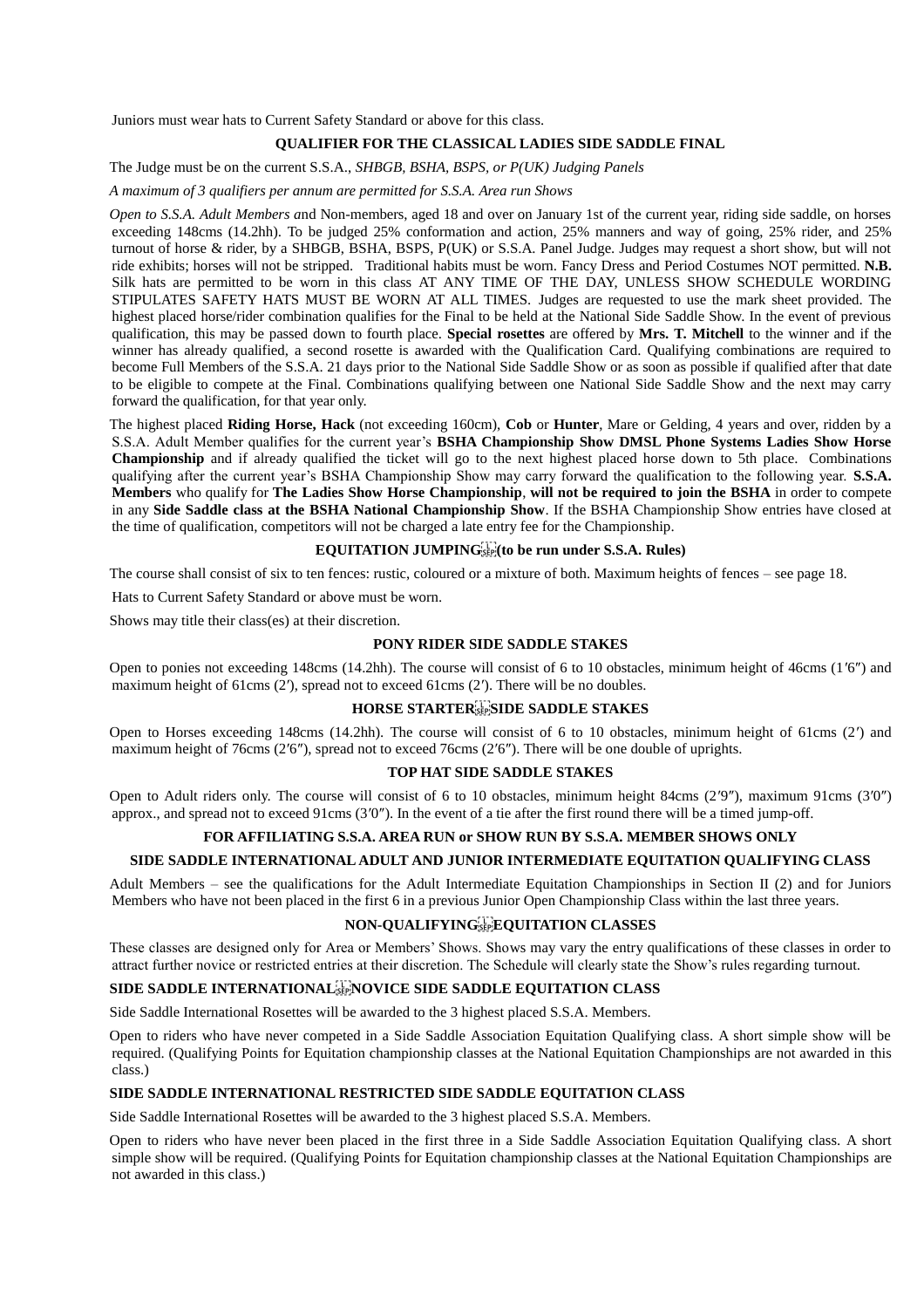Juniors must wear hats to Current Safety Standard or above for this class.

### QUALIFIER FOR THE CLASSICAL LADIES SIDE SADDLE FINAL

The Judge must be on the current S.S.A., *SHBGB, BSHA, BSPS, or P(UK) Judging Panels*

*A maximum of 3 qualifiers per annum are permitted for S.S.A. Area run Shows*

*Open to S.S.A. Adult Members a*nd Non-members, aged 18 and over on January 1st of the current year, riding side saddle, on horses exceeding 148cms (14.2hh). To be judged 25% conformation and action, 25% manners and way of going, 25% rider, and 25% turnout of horse & rider, by a SHBGB, BSHA, BSPS, P(UK) or S.S.A. Panel Judge. Judges may request a short show, but will not ride exhibits; horses will not be stripped. Traditional habits must be worn. Fancy Dress and Period Costumes NOT permitted. **N.B.** Silk hats are permitted to be worn in this class AT ANY TIME OF THE DAY, UNLESS SHOW SCHEDULE WORDING STIPULATES SAFETY HATS MUST BE WORN AT ALL TIMES. Judges are requested to use the mark sheet provided. The highest placed horse/rider combination qualifies for the Final to be held at the National Side Saddle Show. In the event of previous qualification, this may be passed down to fourth place. **Special rosettes** are offered by **Mrs. T. Mitchell** to the winner and if the winner has already qualified, a second rosette is awarded with the Qualification Card. Qualifying combinations are required to become Full Members of the S.S.A. 21 days prior to the National Side Saddle Show or as soon as possible if qualified after that date to be eligible to compete at the Final. Combinations qualifying between one National Side Saddle Show and the next may carry forward the qualification, for that year only.

The highest placed **Riding Horse, Hack** (not exceeding 160cm), **Cob** or **Hunter**, Mare or Gelding, 4 years and over, ridden by a S.S.A. Adult Member qualifies for the current year's **BSHA Championship Show DMSL Phone Systems Ladies Show Horse Championship** and if already qualified the ticket will go to the next highest placed horse down to 5th place. Combinations qualifying after the current year's BSHA Championship Show may carry forward the qualification to the following year. **S.S.A. Members** who qualify for **The Ladies Show Horse Championship**, **will not be required to join the BSHA** in order to compete in any **Side Saddle class at the BSHA National Championship Show**. If the BSHA Championship Show entries have closed at the time of qualification, competitors will not be charged a late entry fee for the Championship.

### EQUITATION JUMPING (to be run under S.S.A. Rules)

The course shall consist of six to ten fences: rustic, coloured or a mixture of both. Maximum heights of fences – see page 18.

Hats to Current Safety Standard or above must be worn.

Shows may title their class(es) at their discretion.

### PONY RIDER SIDE SADDLE STAKES

Open to ponies not exceeding 148cms (14.2hh). The course will consist of 6 to 10 obstacles, minimum height of 46cms (1′6″) and maximum height of 61cms (2′), spread not to exceed 61cms (2′). There will be no doubles.

### HORSE STARTER SIDE SADDLE STAKES

Open to Horses exceeding 148cms (14.2hh). The course will consist of 6 to 10 obstacles, minimum height of 61cms (2′) and maximum height of 76cms (2′6″), spread not to exceed 76cms (2′6″). There will be one double of uprights.

### TOP HAT SIDE SADDLE STAKES

Open to Adult riders only. The course will consist of 6 to 10 obstacles, minimum height 84cms (2′9″), maximum 91cms (3′0″) approx., and spread not to exceed 91cms (3′0″). In the event of a tie after the first round there will be a timed jump-off.

### FOR AFFILIATING S.S.A. AREA RUN or SHOW RUN BY S.S.A. MEMBER SHOWS ONLY

### SIDE SADDLE INTERNATIONAL ADULT AND JUNIOR INTERMEDIATE EQUITATION QUALIFYING CLASS

Adult Members – see the qualifications for the Adult Intermediate Equitation Championships in Section II (2) and for Juniors Members who have not been placed in the first 6 in a previous Junior Open Championship Class within the last three years.

### NON-QUALIFYING EQUITATION CLASSES

These classes are designed only for Area or Members' Shows. Shows may vary the entry qualifications of these classes in order to attract further novice or restricted entries at their discretion. The Schedule will clearly state the Show's rules regarding turnout.

### SIDE SADDLE INTERNATIONAL NOVICE SIDE SADDLE EQUITATION CLASS

Side Saddle International Rosettes will be awarded to the 3 highest placed S.S.A. Members.

Open to riders who have never competed in a Side Saddle Association Equitation Qualifying class. A short simple show will be required. (Qualifying Points for Equitation championship classes at the National Equitation Championships are not awarded in this class.)

### SIDE SADDLE INTERNATIONAL RESTRICTED SIDE SADDLE EQUITATION CLASS

Side Saddle International Rosettes will be awarded to the 3 highest placed S.S.A. Members.

Open to riders who have never been placed in the first three in a Side Saddle Association Equitation Qualifying class. A short simple show will be required. (Qualifying Points for Equitation championship classes at the National Equitation Championships are not awarded in this class.)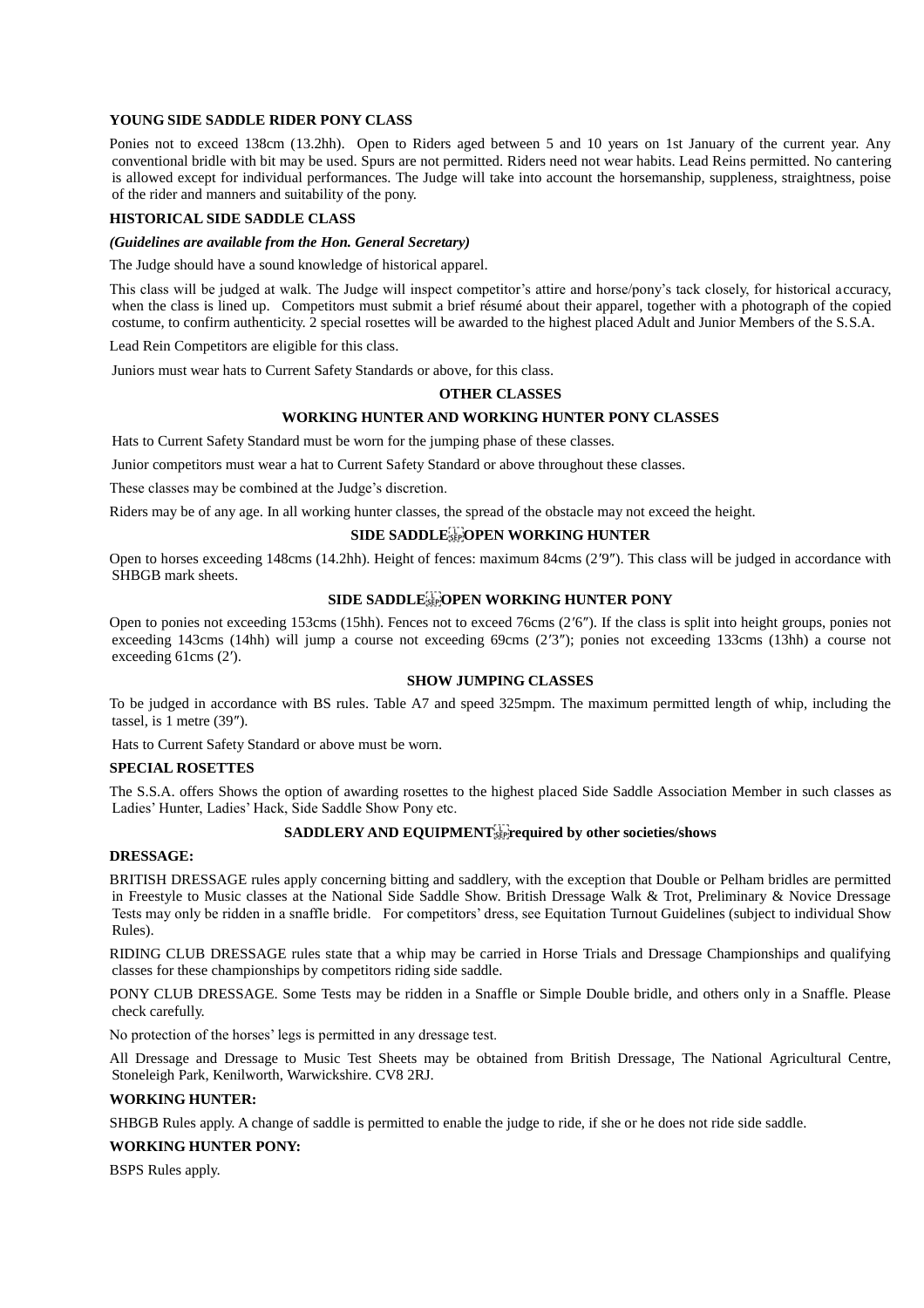**YOUNG SIDE SADDLE RIDER PONY CLASS**

Ponies not to exceed 138cm (13.2hh). Open to Riders aged between 5 and 10 years on 1st January of the current year. Any conventional bridle with bit may be used. Spurs are not permitted. Riders need not wear habits. Lead Reins permitted. No cantering is allowed except for individual performances. The Judge will take into account the horsemanship, suppleness, straightness, poise of the rider and manners and suitability of the pony.

**HISTORICAL SIDE SADDLE CLASS**

***(Guidelines are available from the Hon. General Secretary)***

The Judge should have a sound knowledge of historical apparel.

This class will be judged at walk. The Judge will inspect competitor's attire and horse/pony's tack closely, for historical accuracy, when the class is lined up. Competitors must submit a brief résumé about their apparel, together with a photograph of the copied costume, to confirm authenticity. 2 special rosettes will be awarded to the highest placed Adult and Junior Members of the S.S.A.

Lead Rein Competitors are eligible for this class.

Juniors must wear hats to Current Safety Standards or above, for this class.

**OTHER CLASSES**

**WORKING HUNTER AND WORKING HUNTER PONY CLASSES**

Hats to Current Safety Standard must be worn for the jumping phase of these classes.

Junior competitors must wear a hat to Current Safety Standard or above throughout these classes.

These classes may be combined at the Judge's discretion.

Riders may be of any age. In all working hunter classes, the spread of the obstacle may not exceed the height.

**SIDE SADDLE OPEN WORKING HUNTER**

Open to horses exceeding 148cms (14.2hh). Height of fences: maximum 84cms (2′9″). This class will be judged in accordance with SHBGB mark sheets.

**SIDE SADDLE OPEN WORKING HUNTER PONY**

Open to ponies not exceeding 153cms (15hh). Fences not to exceed 76cms (2′6″). If the class is split into height groups, ponies not exceeding 143cms (14hh) will jump a course not exceeding 69cms (2′3″); ponies not exceeding 133cms (13hh) a course not exceeding 61cms (2′).

**SHOW JUMPING CLASSES**

To be judged in accordance with BS rules. Table A7 and speed 325mpm. The maximum permitted length of whip, including the tassel, is 1 metre (39″).

Hats to Current Safety Standard or above must be worn.

**SPECIAL ROSETTES**

The S.S.A. offers Shows the option of awarding rosettes to the highest placed Side Saddle Association Member in such classes as Ladies' Hunter, Ladies' Hack, Side Saddle Show Pony etc.

**SADDLERY AND EQUIPMENT required by other societies/shows**

**DRESSAGE:**

BRITISH DRESSAGE rules apply concerning bitting and saddlery, with the exception that Double or Pelham bridles are permitted in Freestyle to Music classes at the National Side Saddle Show. British Dressage Walk & Trot, Preliminary & Novice Dressage Tests may only be ridden in a snaffle bridle. For competitors' dress, see Equitation Turnout Guidelines (subject to individual Show Rules).

RIDING CLUB DRESSAGE rules state that a whip may be carried in Horse Trials and Dressage Championships and qualifying classes for these championships by competitors riding side saddle.

PONY CLUB DRESSAGE. Some Tests may be ridden in a Snaffle or Simple Double bridle, and others only in a Snaffle. Please check carefully.

No protection of the horses' legs is permitted in any dressage test.

All Dressage and Dressage to Music Test Sheets may be obtained from British Dressage, The National Agricultural Centre, Stoneleigh Park, Kenilworth, Warwickshire. CV8 2RJ.

**WORKING HUNTER:**

SHBGB Rules apply. A change of saddle is permitted to enable the judge to ride, if she or he does not ride side saddle.

**WORKING HUNTER PONY:**

BSPS Rules apply.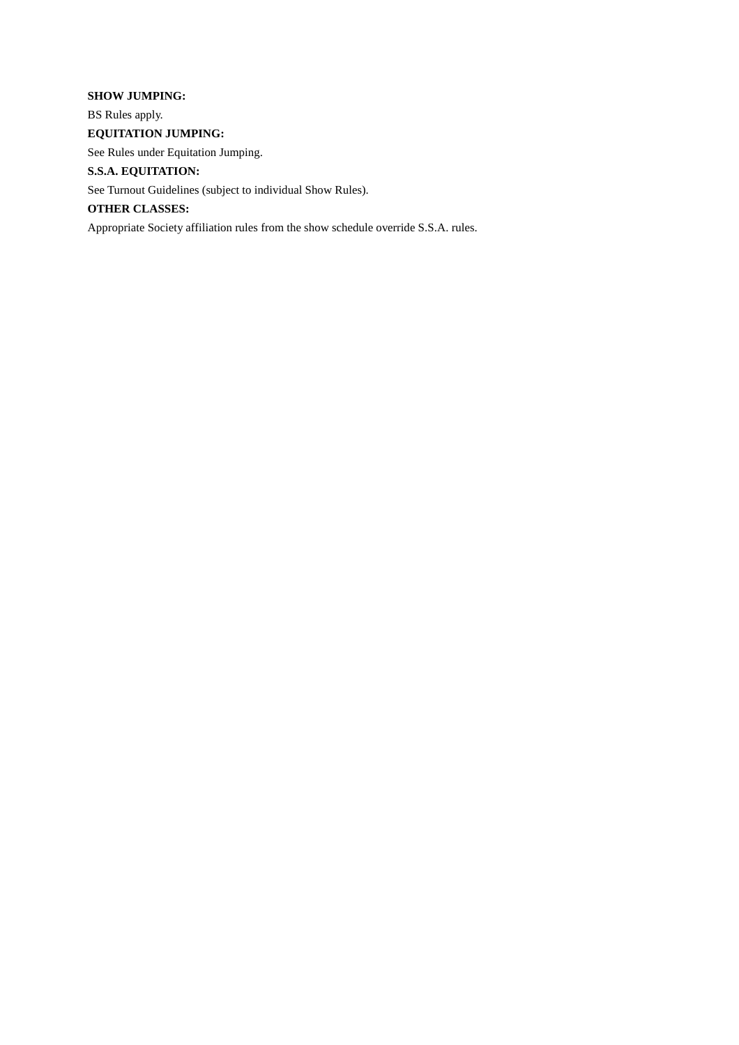**SHOW JUMPING:**

BS Rules apply.

**EQUITATION JUMPING:**

See Rules under Equitation Jumping.

**S.S.A. EQUITATION:**

See Turnout Guidelines (subject to individual Show Rules).

**OTHER CLASSES:**

Appropriate Society affiliation rules from the show schedule override S.S.A. rules.